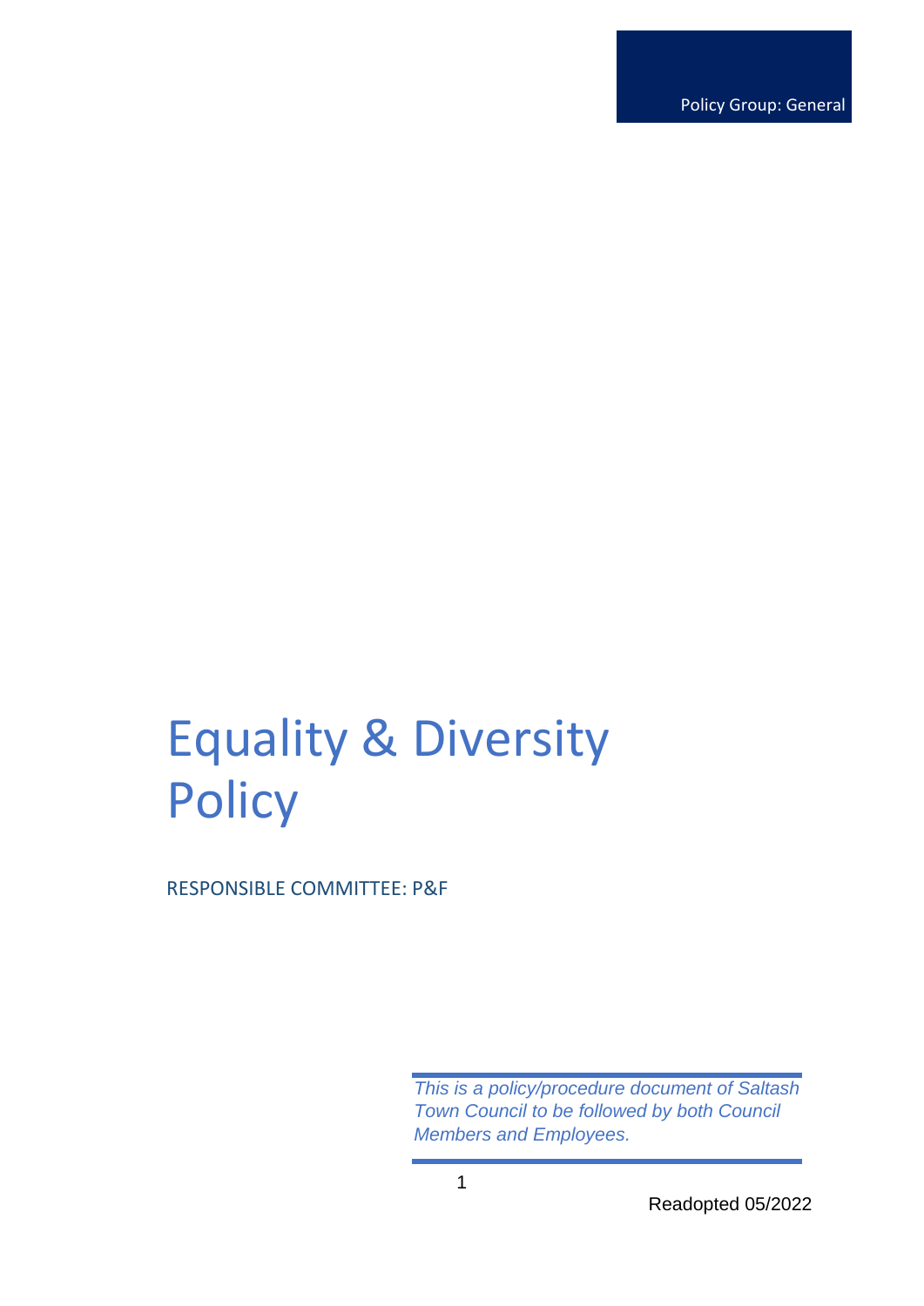Policy Group: General

# Equality & Diversity Policy

RESPONSIBLE COMMITTEE: P&F

*This is a policy/procedure document of Saltash Town Council to be followed by both Council Members and Employees.*

Readopted 05/2022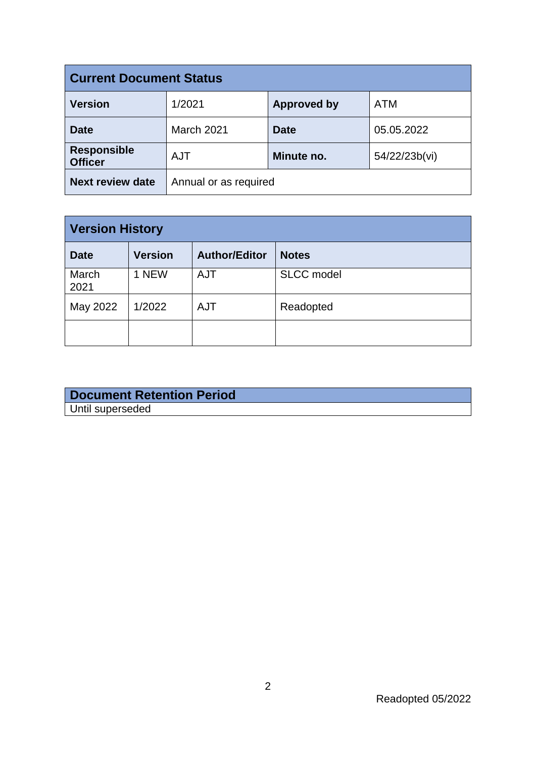| Current Document Status | | | |
|---|---|---|---|
| **Version** | 1/2021 | **Approved by** | ATM |
| **Date** | March 2021 | **Date** | 05.05.2022 |
| **Responsible Officer** | AJT | **Minute no.** | 54/22/23b(vi) |
| **Next review date** | Annual or as required | | |

| Version History | | | |
|---|---|---|---|
| **Date** | **Version** | **Author/Editor** | **Notes** |
| March 2021 | 1 NEW | AJT | SLCC model |
| May 2022 | 1/2022 | AJT | Readopted |
| | | | |

| Document Retention Period |
|---|
| Until superseded |

Readopted 05/2022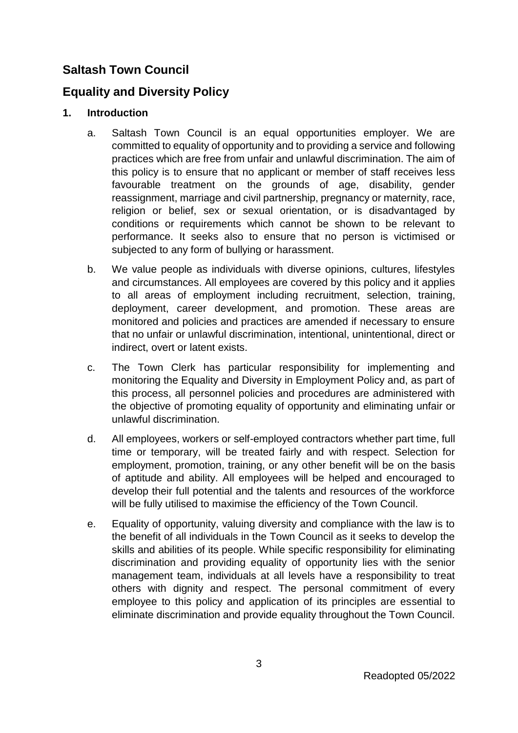# Saltash Town Council

## Equality and Diversity Policy

### 1. Introduction

a. Saltash Town Council is an equal opportunities employer. We are committed to equality of opportunity and to providing a service and following practices which are free from unfair and unlawful discrimination. The aim of this policy is to ensure that no applicant or member of staff receives less favourable treatment on the grounds of age, disability, gender reassignment, marriage and civil partnership, pregnancy or maternity, race, religion or belief, sex or sexual orientation, or is disadvantaged by conditions or requirements which cannot be shown to be relevant to performance. It seeks also to ensure that no person is victimised or subjected to any form of bullying or harassment.

b. We value people as individuals with diverse opinions, cultures, lifestyles and circumstances. All employees are covered by this policy and it applies to all areas of employment including recruitment, selection, training, deployment, career development, and promotion. These areas are monitored and policies and practices are amended if necessary to ensure that no unfair or unlawful discrimination, intentional, unintentional, direct or indirect, overt or latent exists.

c. The Town Clerk has particular responsibility for implementing and monitoring the Equality and Diversity in Employment Policy and, as part of this process, all personnel policies and procedures are administered with the objective of promoting equality of opportunity and eliminating unfair or unlawful discrimination.

d. All employees, workers or self-employed contractors whether part time, full time or temporary, will be treated fairly and with respect. Selection for employment, promotion, training, or any other benefit will be on the basis of aptitude and ability. All employees will be helped and encouraged to develop their full potential and the talents and resources of the workforce will be fully utilised to maximise the efficiency of the Town Council.

e. Equality of opportunity, valuing diversity and compliance with the law is to the benefit of all individuals in the Town Council as it seeks to develop the skills and abilities of its people. While specific responsibility for eliminating discrimination and providing equality of opportunity lies with the senior management team, individuals at all levels have a responsibility to treat others with dignity and respect. The personal commitment of every employee to this policy and application of its principles are essential to eliminate discrimination and provide equality throughout the Town Council.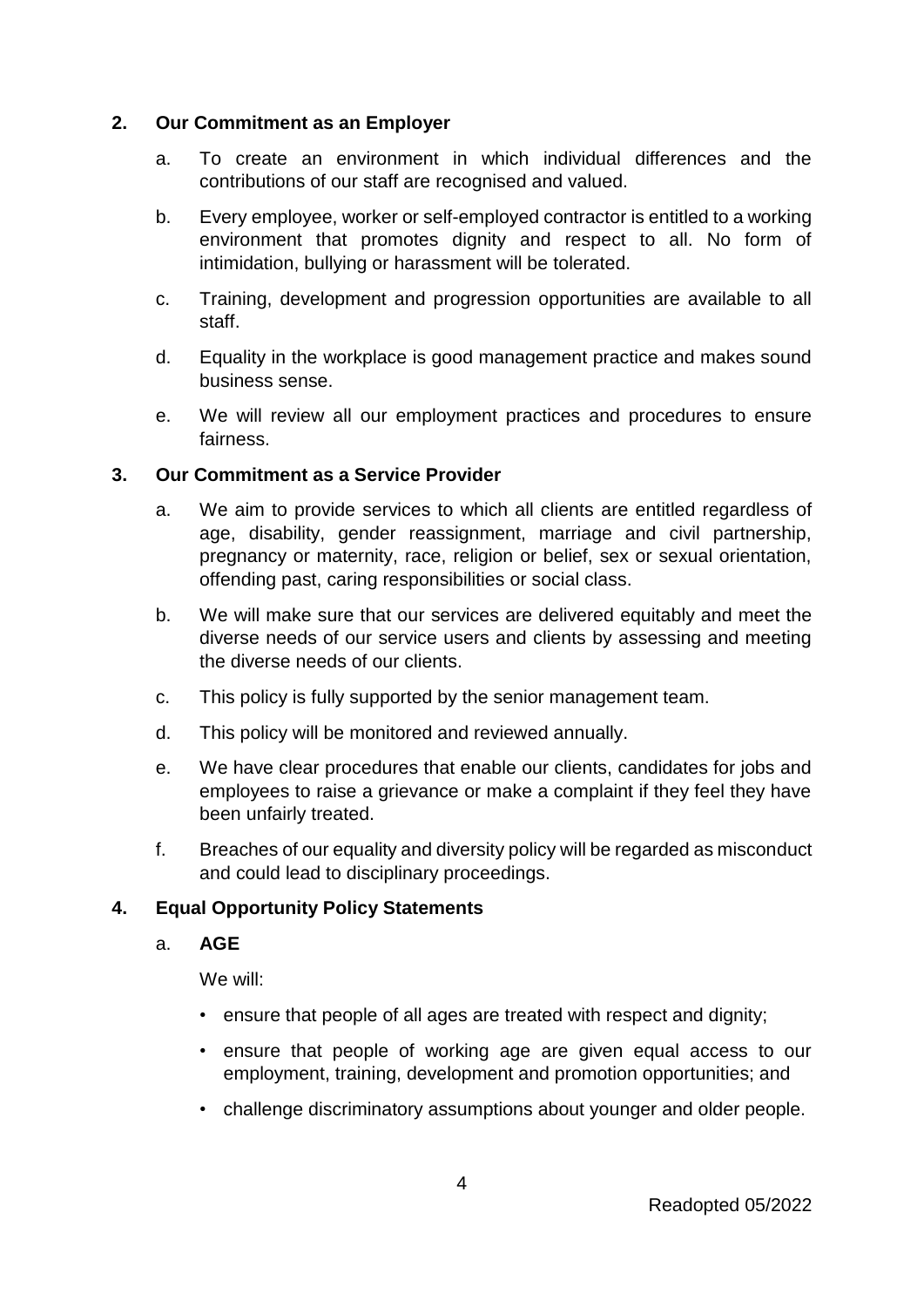## 2. Our Commitment as an Employer

a. To create an environment in which individual differences and the contributions of our staff are recognised and valued.

b. Every employee, worker or self-employed contractor is entitled to a working environment that promotes dignity and respect to all. No form of intimidation, bullying or harassment will be tolerated.

c. Training, development and progression opportunities are available to all staff.

d. Equality in the workplace is good management practice and makes sound business sense.

e. We will review all our employment practices and procedures to ensure fairness.

## 3. Our Commitment as a Service Provider

a. We aim to provide services to which all clients are entitled regardless of age, disability, gender reassignment, marriage and civil partnership, pregnancy or maternity, race, religion or belief, sex or sexual orientation, offending past, caring responsibilities or social class.

b. We will make sure that our services are delivered equitably and meet the diverse needs of our service users and clients by assessing and meeting the diverse needs of our clients.

c. This policy is fully supported by the senior management team.

d. This policy will be monitored and reviewed annually.

e. We have clear procedures that enable our clients, candidates for jobs and employees to raise a grievance or make a complaint if they feel they have been unfairly treated.

f. Breaches of our equality and diversity policy will be regarded as misconduct and could lead to disciplinary proceedings.

## 4. Equal Opportunity Policy Statements

### a. AGE

We will:

- ensure that people of all ages are treated with respect and dignity;
- ensure that people of working age are given equal access to our employment, training, development and promotion opportunities; and
- challenge discriminatory assumptions about younger and older people.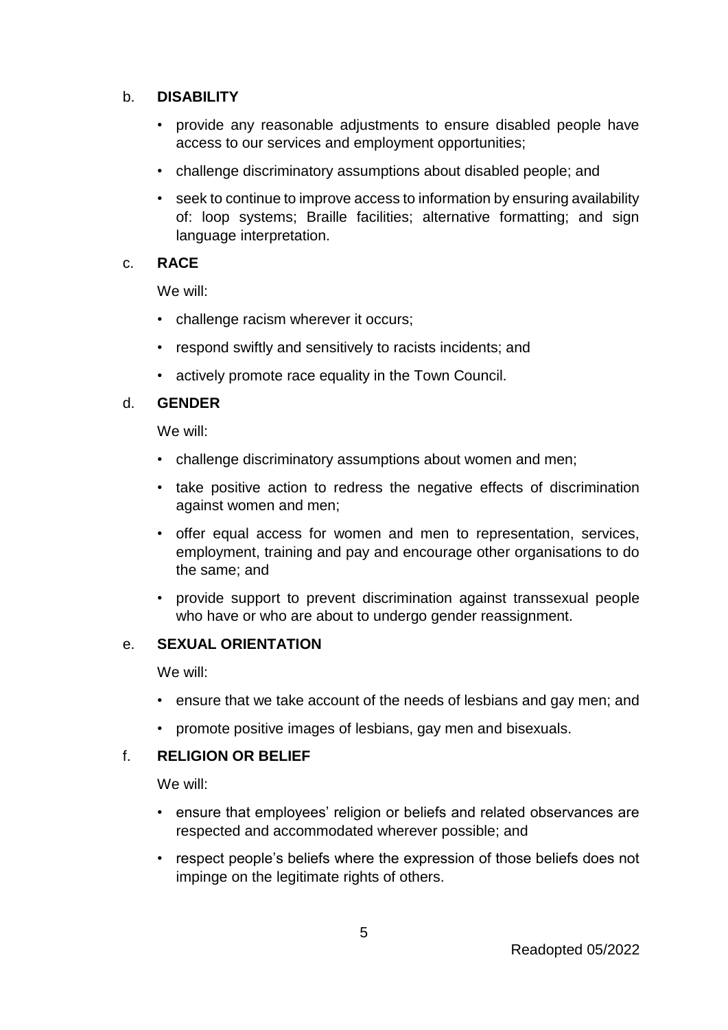b. **DISABILITY**

- provide any reasonable adjustments to ensure disabled people have access to our services and employment opportunities;
- challenge discriminatory assumptions about disabled people; and
- seek to continue to improve access to information by ensuring availability of: loop systems; Braille facilities; alternative formatting; and sign language interpretation.

c. **RACE**

We will:

- challenge racism wherever it occurs;
- respond swiftly and sensitively to racists incidents; and
- actively promote race equality in the Town Council.

d. **GENDER**

We will:

- challenge discriminatory assumptions about women and men;
- take positive action to redress the negative effects of discrimination against women and men;
- offer equal access for women and men to representation, services, employment, training and pay and encourage other organisations to do the same; and
- provide support to prevent discrimination against transsexual people who have or who are about to undergo gender reassignment.

e. **SEXUAL ORIENTATION**

We will:

- ensure that we take account of the needs of lesbians and gay men; and
- promote positive images of lesbians, gay men and bisexuals.

f. **RELIGION OR BELIEF**

We will:

- ensure that employees' religion or beliefs and related observances are respected and accommodated wherever possible; and
- respect people's beliefs where the expression of those beliefs does not impinge on the legitimate rights of others.

Readopted 05/2022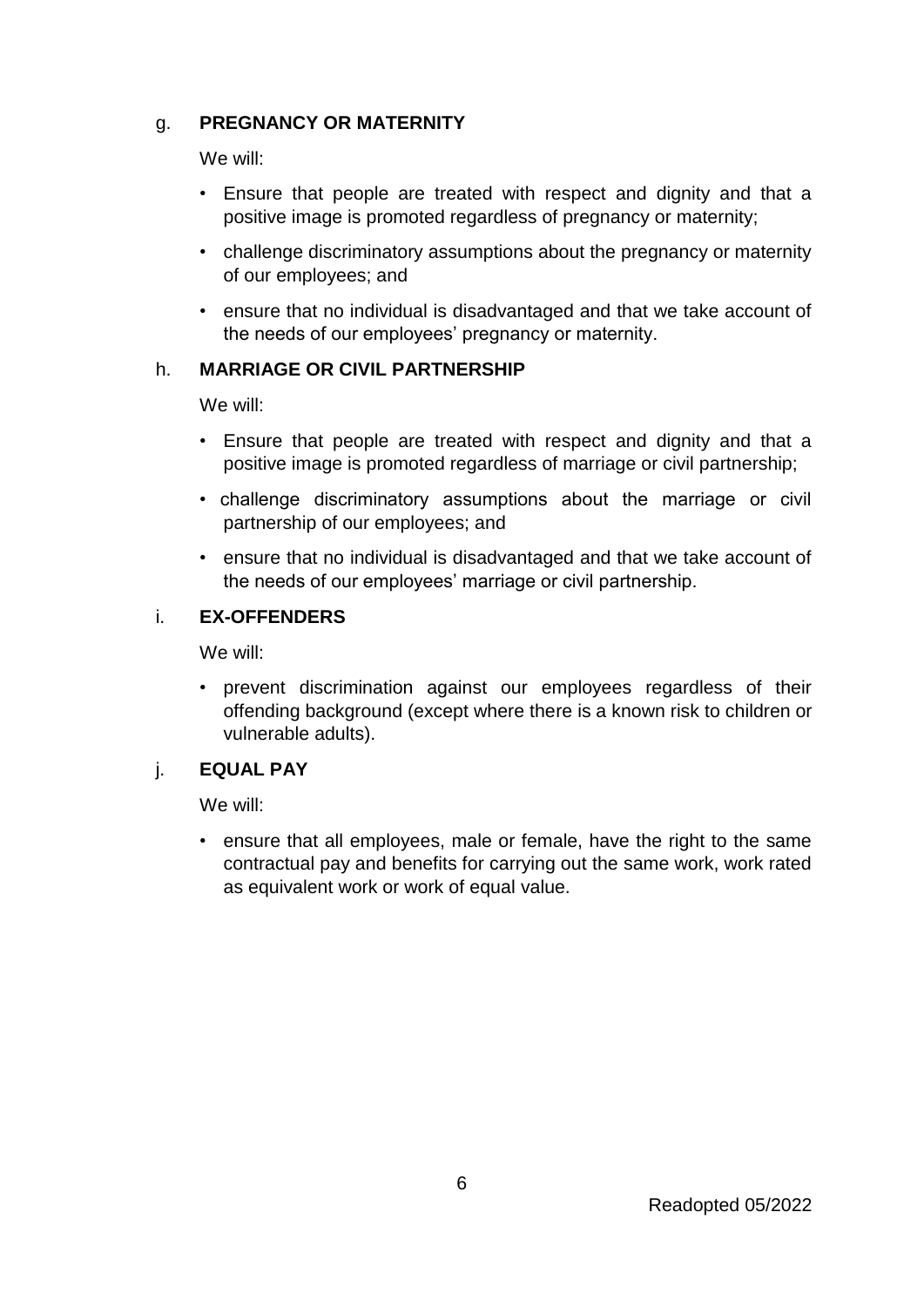g. **PREGNANCY OR MATERNITY**

We will:

- Ensure that people are treated with respect and dignity and that a positive image is promoted regardless of pregnancy or maternity;
- challenge discriminatory assumptions about the pregnancy or maternity of our employees; and
- ensure that no individual is disadvantaged and that we take account of the needs of our employees' pregnancy or maternity.

h. **MARRIAGE OR CIVIL PARTNERSHIP**

We will:

- Ensure that people are treated with respect and dignity and that a positive image is promoted regardless of marriage or civil partnership;
- challenge discriminatory assumptions about the marriage or civil partnership of our employees; and
- ensure that no individual is disadvantaged and that we take account of the needs of our employees' marriage or civil partnership.

i. **EX-OFFENDERS**

We will:

- prevent discrimination against our employees regardless of their offending background (except where there is a known risk to children or vulnerable adults).

j. **EQUAL PAY**

We will:

- ensure that all employees, male or female, have the right to the same contractual pay and benefits for carrying out the same work, work rated as equivalent work or work of equal value.

Readopted 05/2022